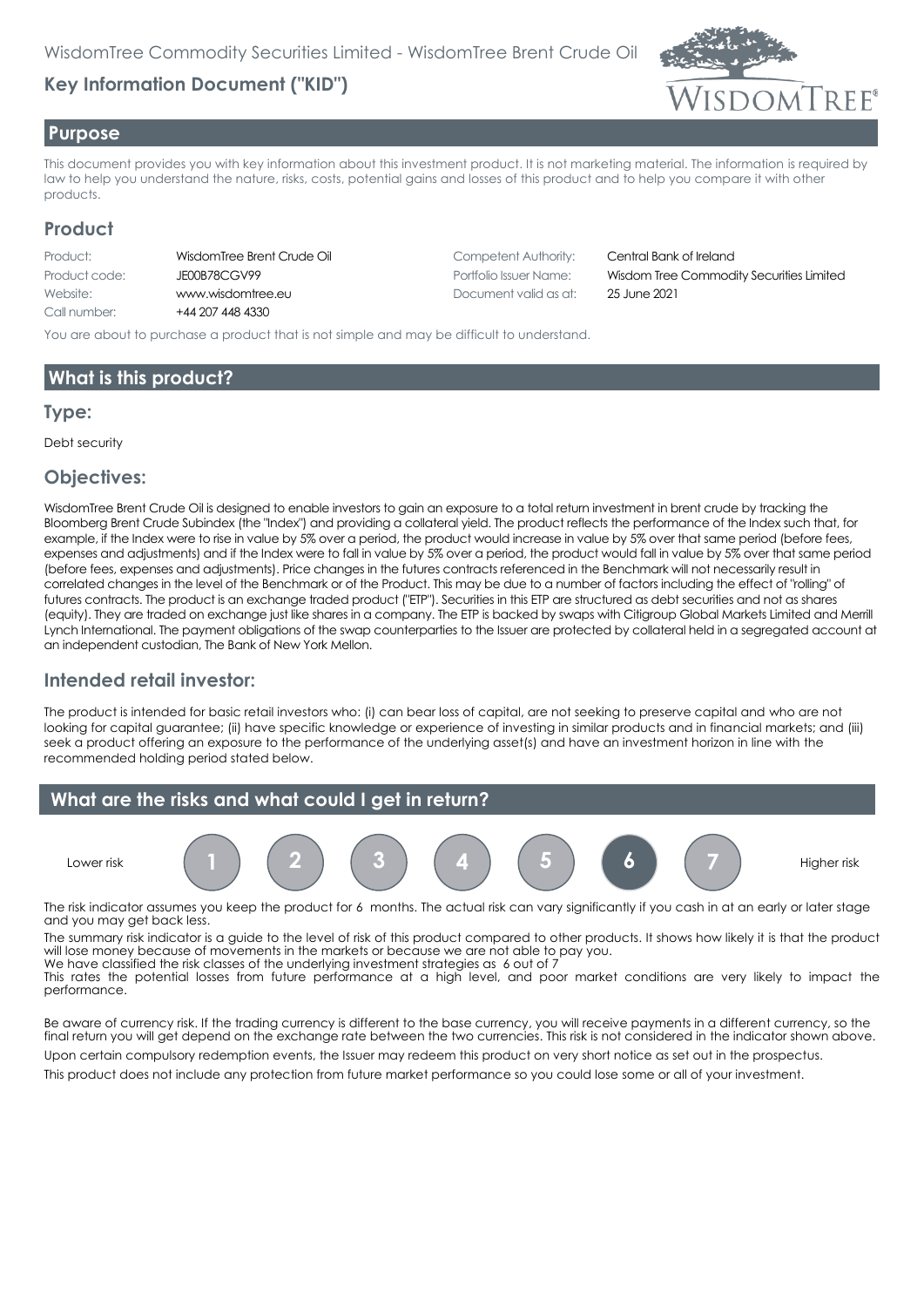WisdomTree Commodity Securities Limited - WisdomTree Brent Crude Oil

# Key Information Document ("KID")

## Purpose

This document provides you with key information about this investment product. It is not marketing material. The information is required by law to help you understand the nature, risks, costs, potential gains and losses of this product and to help you compare it with other products.

## Product

| | | | |
|---|---|---|---|
| Product: | WisdomTree Brent Crude Oil | Competent Authority: | Central Bank of Ireland |
| Product code: | JE00B78CGV99 | Portfolio Issuer Name: | Wisdom Tree Commodity Securities Limited |
| Website: | www.wisdomtree.eu | Document valid as at: | 25 June 2021 |
| Call number: | +44 207 448 4330 | | |

You are about to purchase a product that is not simple and may be difficult to understand.

## What is this product?

### Type:

Debt security

### Objectives:

WisdomTree Brent Crude Oil is designed to enable investors to gain an exposure to a total return investment in brent crude by tracking the Bloomberg Brent Crude Subindex (the "Index") and providing a collateral yield. The product reflects the performance of the Index such that, for example, if the Index were to rise in value by 5% over a period, the product would increase in value by 5% over that same period (before fees, expenses and adjustments) and if the Index were to fall in value by 5% over a period, the product would fall in value by 5% over that same period (before fees, expenses and adjustments). Price changes in the futures contracts referenced in the Benchmark will not necessarily result in correlated changes in the level of the Benchmark or of the Product. This may be due to a number of factors including the effect of "rolling" of futures contracts. The product is an exchange traded product ("ETP"). Securities in this ETP are structured as debt securities and not as shares (equity). They are traded on exchange just like shares in a company. The ETP is backed by swaps with Citigroup Global Markets Limited and Merrill Lynch International. The payment obligations of the swap counterparties to the Issuer are protected by collateral held in a segregated account at an independent custodian, The Bank of New York Mellon.

### Intended retail investor:

The product is intended for basic retail investors who: (i) can bear loss of capital, are not seeking to preserve capital and who are not looking for capital guarantee; (ii) have specific knowledge or experience of investing in similar products and in financial markets; and (iii) seek a product offering an exposure to the performance of the underlying asset(s) and have an investment horizon in line with the recommended holding period stated below.

## What are the risks and what could I get in return?

Lower risk 1 2 3 4 5 **6** 7 Higher risk

The risk indicator assumes you keep the product for 6 months. The actual risk can vary significantly if you cash in at an early or later stage and you may get back less.

The summary risk indicator is a guide to the level of risk of this product compared to other products. It shows how likely it is that the product will lose money because of movements in the markets or because we are not able to pay you.
We have classified the risk classes of the underlying investment strategies as 6 out of 7
This rates the potential losses from future performance at a high level, and poor market conditions are very likely to impact the performance.

Be aware of currency risk. If the trading currency is different to the base currency, you will receive payments in a different currency, so the final return you will get depend on the exchange rate between the two currencies. This risk is not considered in the indicator shown above.

Upon certain compulsory redemption events, the Issuer may redeem this product on very short notice as set out in the prospectus.

This product does not include any protection from future market performance so you could lose some or all of your investment.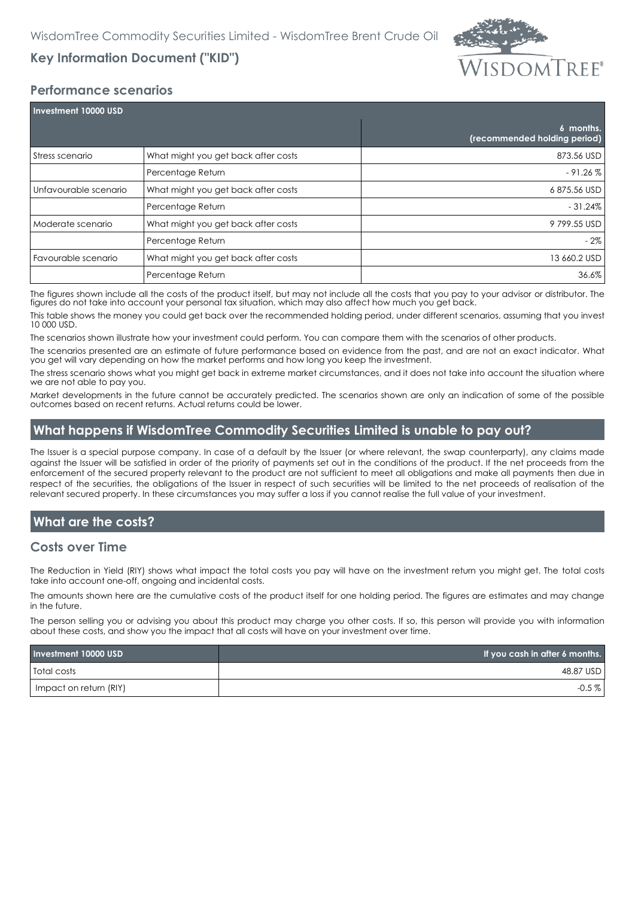WisdomTree Commodity Securities Limited - WisdomTree Brent Crude Oil

**Key Information Document ("KID")**

## Performance scenarios

| Investment 10000 USD | | 6 months. (recommended holding period) |
|---|---|---|
| Stress scenario | What might you get back after costs | 873.56 USD |
| | Percentage Return | - 91.26 % |
| Unfavourable scenario | What might you get back after costs | 6 875.56 USD |
| | Percentage Return | - 31.24% |
| Moderate scenario | What might you get back after costs | 9 799.55 USD |
| | Percentage Return | - 2% |
| Favourable scenario | What might you get back after costs | 13 660.2 USD |
| | Percentage Return | 36.6% |

The figures shown include all the costs of the product itself, but may not include all the costs that you pay to your advisor or distributor. The figures do not take into account your personal tax situation, which may also affect how much you get back.

This table shows the money you could get back over the recommended holding period, under different scenarios, assuming that you invest 10 000 USD.

The scenarios shown illustrate how your investment could perform. You can compare them with the scenarios of other products.

The scenarios presented are an estimate of future performance based on evidence from the past, and are not an exact indicator. What you get will vary depending on how the market performs and how long you keep the investment.

The stress scenario shows what you might get back in extreme market circumstances, and it does not take into account the situation where we are not able to pay you.

Market developments in the future cannot be accurately predicted. The scenarios shown are only an indication of some of the possible outcomes based on recent returns. Actual returns could be lower.

## What happens if WisdomTree Commodity Securities Limited is unable to pay out?

The Issuer is a special purpose company. In case of a default by the Issuer (or where relevant, the swap counterparty), any claims made against the Issuer will be satisfied in order of the priority of payments set out in the conditions of the product. If the net proceeds from the enforcement of the secured property relevant to the product are not sufficient to meet all obligations and make all payments then due in respect of the securities, the obligations of the Issuer in respect of such securities will be limited to the net proceeds of realisation of the relevant secured property. In these circumstances you may suffer a loss if you cannot realise the full value of your investment.

## What are the costs?

### Costs over Time

The Reduction in Yield (RIY) shows what impact the total costs you pay will have on the investment return you might get. The total costs take into account one-off, ongoing and incidental costs.

The amounts shown here are the cumulative costs of the product itself for one holding period. The figures are estimates and may change in the future.

The person selling you or advising you about this product may charge you other costs. If so, this person will provide you with information about these costs, and show you the impact that all costs will have on your investment over time.

| Investment 10000 USD | If you cash in after 6 months. |
|---|---|
| Total costs | 48.87 USD |
| Impact on return (RIY) | -0.5 % |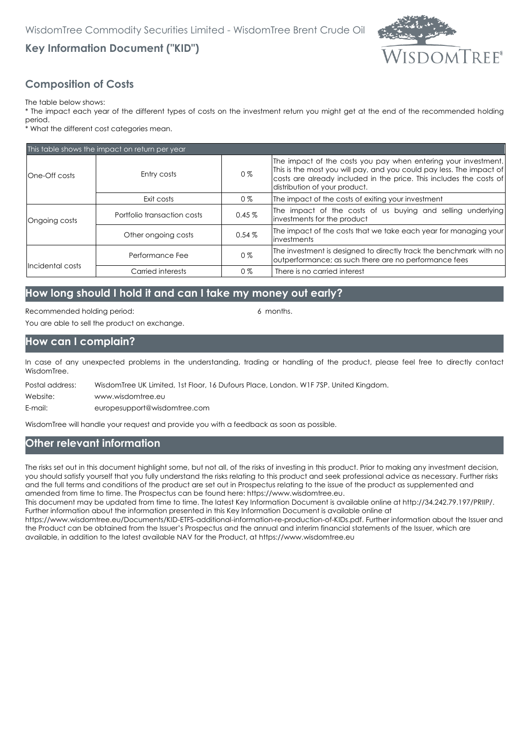## Composition of Costs

The table below shows:
* The impact each year of the different types of costs on the investment return you might get at the end of the recommended holding period.
* What the different cost categories mean.

| This table shows the impact on return per year | | | |
|---|---|---|---|
| One-Off costs | Entry costs | 0 % | The impact of the costs you pay when entering your investment. This is the most you will pay, and you could pay less. The impact of costs are already included in the price. This includes the costs of distribution of your product. |
| | Exit costs | 0 % | The impact of the costs of exiting your investment |
| Ongoing costs | Portfolio transaction costs | 0.45 % | The impact of the costs of us buying and selling underlying investments for the product |
| | Other ongoing costs | 0.54 % | The impact of the costs that we take each year for managing your investments |
| Incidental costs | Performance Fee | 0 % | The investment is designed to directly track the benchmark with no outperformance; as such there are no performance fees |
| | Carried interests | 0 % | There is no carried interest |

## How long should I hold it and can I take my money out early?

Recommended holding period: 6 months.

You are able to sell the product on exchange.

## How can I complain?

In case of any unexpected problems in the understanding, trading or handling of the product, please feel free to directly contact WisdomTree.

Postal address: WisdomTree UK Limited, 1st Floor, 16 Dufours Place, London. W1F 7SP. United Kingdom.

Website: www.wisdomtree.eu

E-mail: europesupport@wisdomtree.com

WisdomTree will handle your request and provide you with a feedback as soon as possible.

## Other relevant information

The risks set out in this document highlight some, but not all, of the risks of investing in this product. Prior to making any investment decision, you should satisfy yourself that you fully understand the risks relating to this product and seek professional advice as necessary. Further risks and the full terms and conditions of the product are set out in Prospectus relating to the issue of the product as supplemented and amended from time to time. The Prospectus can be found here: https://www.wisdomtree.eu.

This document may be updated from time to time. The latest Key Information Document is available online at http://34.242.79.197/PRIIP/. Further information about the information presented in this Key Information Document is available online at https://www.wisdomtree.eu/Documents/KID-ETFS-additional-information-re-production-of-KIDs.pdf. Further information about the Issuer and the Product can be obtained from the Issuer's Prospectus and the annual and interim financial statements of the Issuer, which are available, in addition to the latest available NAV for the Product, at https://www.wisdomtree.eu